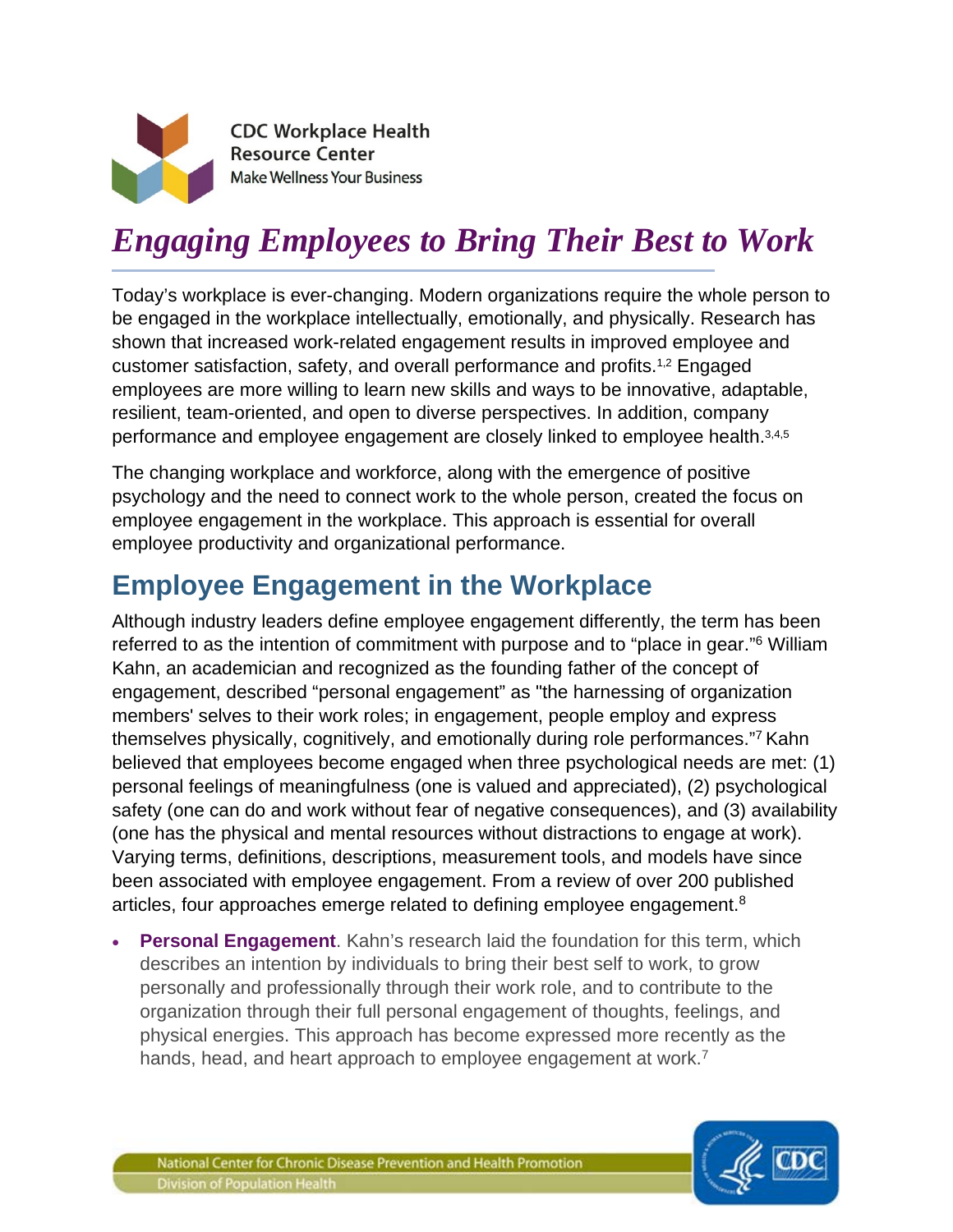CDC Workplace Health Resource Center
Make Wellness Your Business

# *Engaging Employees to Bring Their Best to Work*

Today's workplace is ever-changing. Modern organizations require the whole person to be engaged in the workplace intellectually, emotionally, and physically. Research has shown that increased work-related engagement results in improved employee and customer satisfaction, safety, and overall performance and profits.[1,2] Engaged employees are more willing to learn new skills and ways to be innovative, adaptable, resilient, team-oriented, and open to diverse perspectives. In addition, company performance and employee engagement are closely linked to employee health.[3,4,5]

The changing workplace and workforce, along with the emergence of positive psychology and the need to connect work to the whole person, created the focus on employee engagement in the workplace. This approach is essential for overall employee productivity and organizational performance.

## Employee Engagement in the Workplace

Although industry leaders define employee engagement differently, the term has been referred to as the intention of commitment with purpose and to "place in gear."[6] William Kahn, an academician and recognized as the founding father of the concept of engagement, described "personal engagement" as "the harnessing of organization members' selves to their work roles; in engagement, people employ and express themselves physically, cognitively, and emotionally during role performances."[7] Kahn believed that employees become engaged when three psychological needs are met: (1) personal feelings of meaningfulness (one is valued and appreciated), (2) psychological safety (one can do and work without fear of negative consequences), and (3) availability (one has the physical and mental resources without distractions to engage at work). Varying terms, definitions, descriptions, measurement tools, and models have since been associated with employee engagement. From a review of over 200 published articles, four approaches emerge related to defining employee engagement.[8]

- **Personal Engagement**. Kahn's research laid the foundation for this term, which describes an intention by individuals to bring their best self to work, to grow personally and professionally through their work role, and to contribute to the organization through their full personal engagement of thoughts, feelings, and physical energies. This approach has become expressed more recently as the hands, head, and heart approach to employee engagement at work.[7]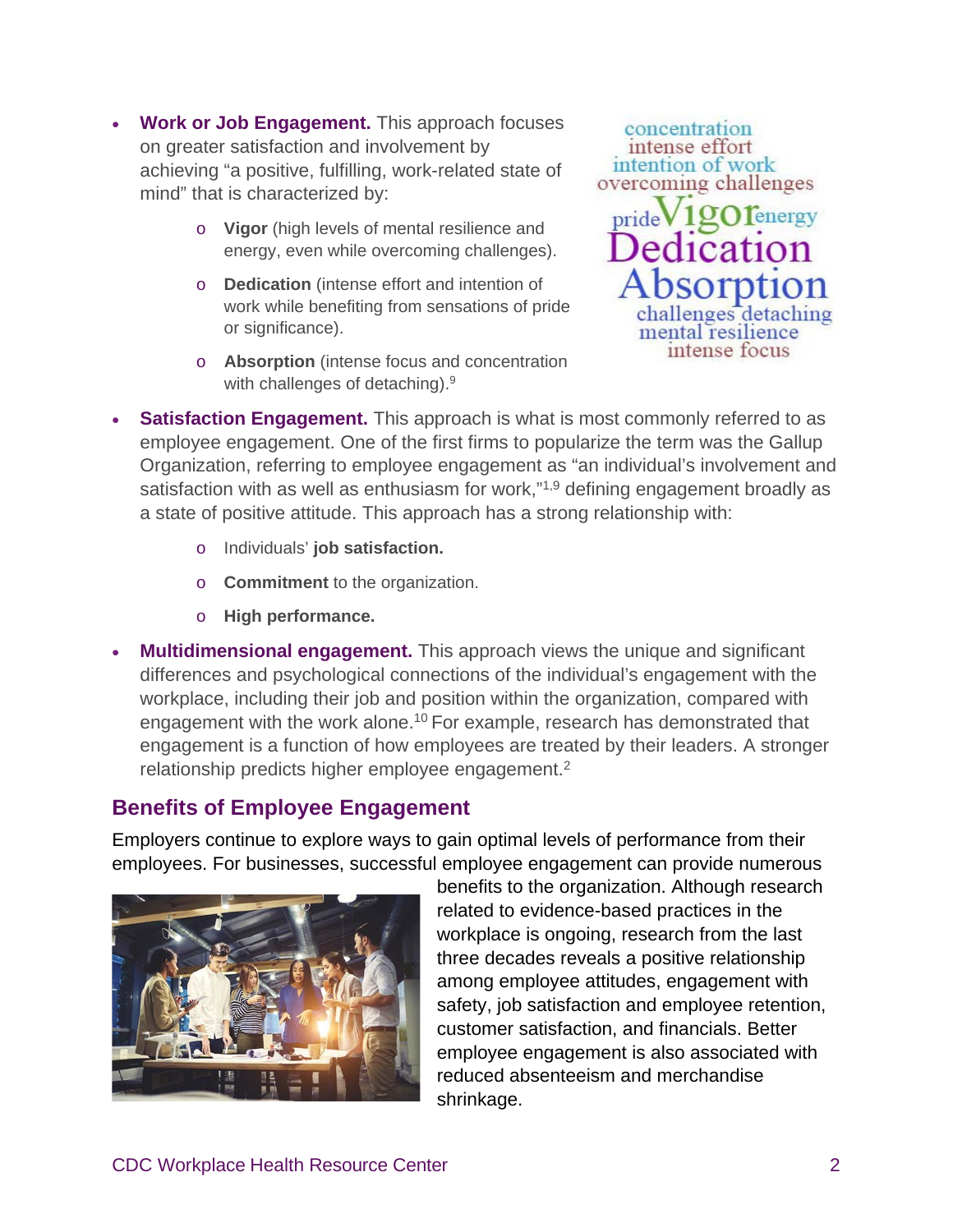- **Work or Job Engagement.** This approach focuses on greater satisfaction and involvement by achieving "a positive, fulfilling, work-related state of mind" that is characterized by:
  - **Vigor** (high levels of mental resilience and energy, even while overcoming challenges).
  - **Dedication** (intense effort and intention of work while benefiting from sensations of pride or significance).
  - **Absorption** (intense focus and concentration with challenges of detaching).[9]
- **Satisfaction Engagement.** This approach is what is most commonly referred to as employee engagement. One of the first firms to popularize the term was the Gallup Organization, referring to employee engagement as "an individual's involvement and satisfaction with as well as enthusiasm for work,"[1,9] defining engagement broadly as a state of positive attitude. This approach has a strong relationship with:
  - Individuals' **job satisfaction.**
  - **Commitment** to the organization.
  - **High performance.**
- **Multidimensional engagement.** This approach views the unique and significant differences and psychological connections of the individual's engagement with the workplace, including their job and position within the organization, compared with engagement with the work alone.[10] For example, research has demonstrated that engagement is a function of how employees are treated by their leaders. A stronger relationship predicts higher employee engagement.[2]

## Benefits of Employee Engagement

Employers continue to explore ways to gain optimal levels of performance from their employees. For businesses, successful employee engagement can provide numerous benefits to the organization. Although research related to evidence-based practices in the workplace is ongoing, research from the last three decades reveals a positive relationship among employee attitudes, engagement with safety, job satisfaction and employee retention, customer satisfaction, and financials. Better employee engagement is also associated with reduced absenteeism and merchandise shrinkage.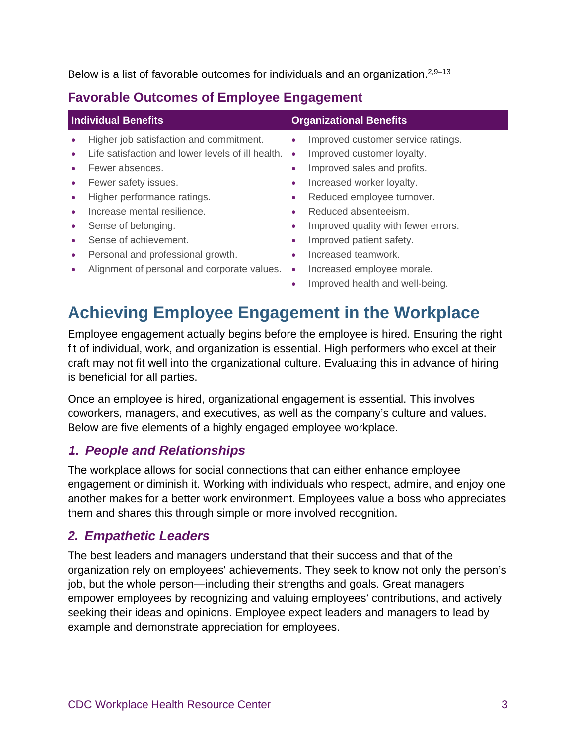Below is a list of favorable outcomes for individuals and an organization.[2,9–13]

### Favorable Outcomes of Employee Engagement

| Individual Benefits | Organizational Benefits |
|---|---|
| • Higher job satisfaction and commitment.<br>• Life satisfaction and lower levels of ill health.<br>• Fewer absences.<br>• Fewer safety issues.<br>• Higher performance ratings.<br>• Increase mental resilience.<br>• Sense of belonging.<br>• Sense of achievement.<br>• Personal and professional growth.<br>• Alignment of personal and corporate values. | • Improved customer service ratings.<br>• Improved customer loyalty.<br>• Improved sales and profits.<br>• Increased worker loyalty.<br>• Reduced employee turnover.<br>• Reduced absenteeism.<br>• Improved quality with fewer errors.<br>• Improved patient safety.<br>• Increased teamwork.<br>• Increased employee morale.<br>• Improved health and well-being. |

## Achieving Employee Engagement in the Workplace

Employee engagement actually begins before the employee is hired. Ensuring the right fit of individual, work, and organization is essential. High performers who excel at their craft may not fit well into the organizational culture. Evaluating this in advance of hiring is beneficial for all parties.

Once an employee is hired, organizational engagement is essential. This involves coworkers, managers, and executives, as well as the company's culture and values. Below are five elements of a highly engaged employee workplace.

### *1. People and Relationships*

The workplace allows for social connections that can either enhance employee engagement or diminish it. Working with individuals who respect, admire, and enjoy one another makes for a better work environment. Employees value a boss who appreciates them and shares this through simple or more involved recognition.

### *2. Empathetic Leaders*

The best leaders and managers understand that their success and that of the organization rely on employees' achievements. They seek to know not only the person's job, but the whole person—including their strengths and goals. Great managers empower employees by recognizing and valuing employees' contributions, and actively seeking their ideas and opinions. Employee expect leaders and managers to lead by example and demonstrate appreciation for employees.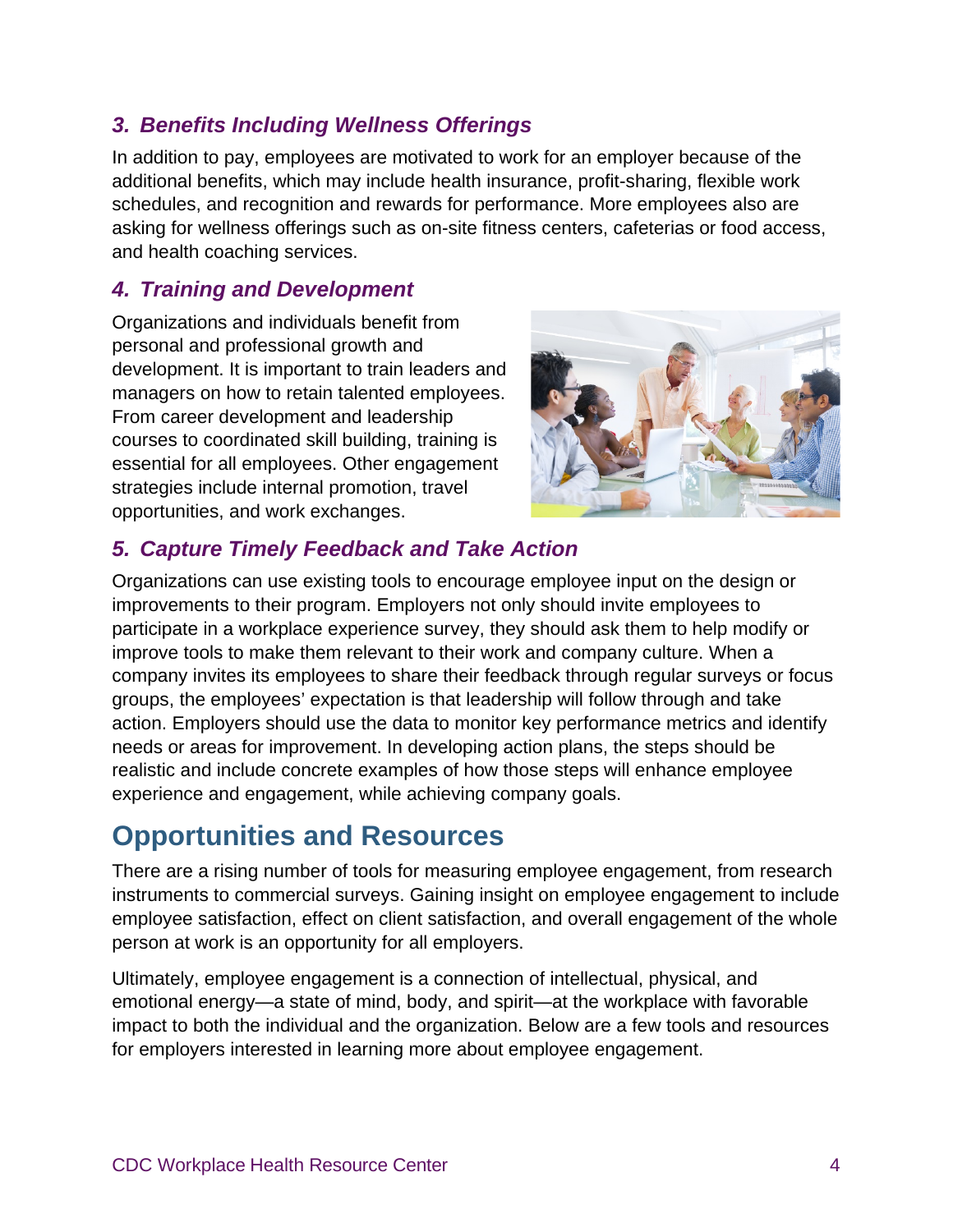### *3. Benefits Including Wellness Offerings*

In addition to pay, employees are motivated to work for an employer because of the additional benefits, which may include health insurance, profit-sharing, flexible work schedules, and recognition and rewards for performance. More employees also are asking for wellness offerings such as on-site fitness centers, cafeterias or food access, and health coaching services.

### *4. Training and Development*

Organizations and individuals benefit from personal and professional growth and development. It is important to train leaders and managers on how to retain talented employees. From career development and leadership courses to coordinated skill building, training is essential for all employees. Other engagement strategies include internal promotion, travel opportunities, and work exchanges.

### *5. Capture Timely Feedback and Take Action*

Organizations can use existing tools to encourage employee input on the design or improvements to their program. Employers not only should invite employees to participate in a workplace experience survey, they should ask them to help modify or improve tools to make them relevant to their work and company culture. When a company invites its employees to share their feedback through regular surveys or focus groups, the employees' expectation is that leadership will follow through and take action. Employers should use the data to monitor key performance metrics and identify needs or areas for improvement. In developing action plans, the steps should be realistic and include concrete examples of how those steps will enhance employee experience and engagement, while achieving company goals.

## Opportunities and Resources

There are a rising number of tools for measuring employee engagement, from research instruments to commercial surveys. Gaining insight on employee engagement to include employee satisfaction, effect on client satisfaction, and overall engagement of the whole person at work is an opportunity for all employers.

Ultimately, employee engagement is a connection of intellectual, physical, and emotional energy—a state of mind, body, and spirit—at the workplace with favorable impact to both the individual and the organization. Below are a few tools and resources for employers interested in learning more about employee engagement.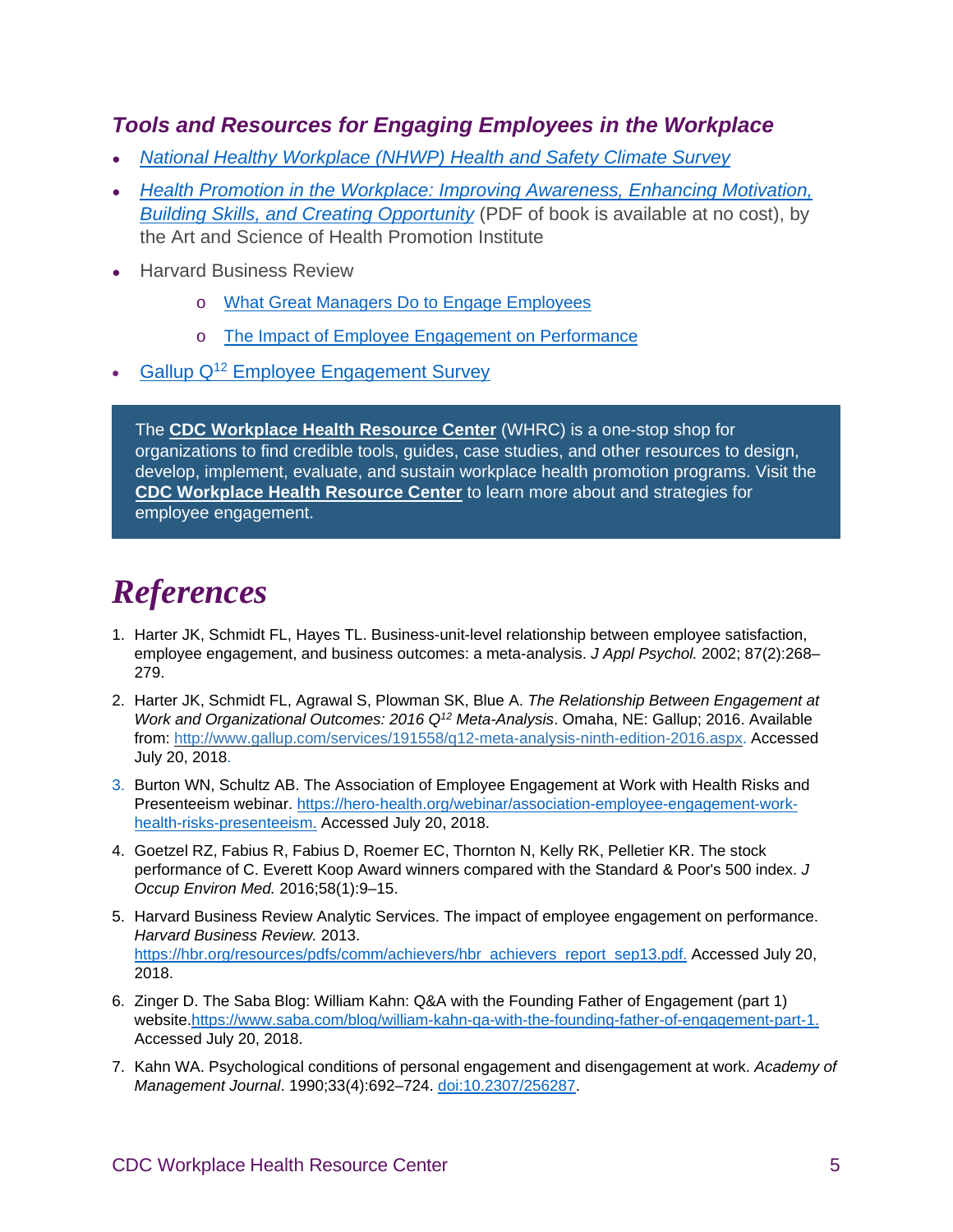### *Tools and Resources for Engaging Employees in the Workplace*

- *National Healthy Workplace (NHWP) Health and Safety Climate Survey*
- *Health Promotion in the Workplace: Improving Awareness, Enhancing Motivation, Building Skills, and Creating Opportunity* (PDF of book is available at no cost), by the Art and Science of Health Promotion Institute
- Harvard Business Review
  - What Great Managers Do to Engage Employees
  - The Impact of Employee Engagement on Performance
- Gallup Q[12] Employee Engagement Survey

> The **CDC Workplace Health Resource Center** (WHRC) is a one-stop shop for organizations to find credible tools, guides, case studies, and other resources to design, develop, implement, evaluate, and sustain workplace health promotion programs. Visit the **CDC Workplace Health Resource Center** to learn more about and strategies for employee engagement.

# *References*

1. Harter JK, Schmidt FL, Hayes TL. Business-unit-level relationship between employee satisfaction, employee engagement, and business outcomes: a meta-analysis. *J Appl Psychol.* 2002; 87(2):268–279.
2. Harter JK, Schmidt FL, Agrawal S, Plowman SK, Blue A. *The Relationship Between Engagement at Work and Organizational Outcomes: 2016 Q[12] Meta-Analysis*. Omaha, NE: Gallup; 2016. Available from: http://www.gallup.com/services/191558/q12-meta-analysis-ninth-edition-2016.aspx. Accessed July 20, 2018.
3. Burton WN, Schultz AB. The Association of Employee Engagement at Work with Health Risks and Presenteeism webinar. https://hero-health.org/webinar/association-employee-engagement-work-health-risks-presenteeism. Accessed July 20, 2018.
4. Goetzel RZ, Fabius R, Fabius D, Roemer EC, Thornton N, Kelly RK, Pelletier KR. The stock performance of C. Everett Koop Award winners compared with the Standard & Poor's 500 index. *J Occup Environ Med.* 2016;58(1):9–15.
5. Harvard Business Review Analytic Services. The impact of employee engagement on performance. *Harvard Business Review.* 2013. https://hbr.org/resources/pdfs/comm/achievers/hbr_achievers_report_sep13.pdf. Accessed July 20, 2018.
6. Zinger D. The Saba Blog: William Kahn: Q&A with the Founding Father of Engagement (part 1) website. https://www.saba.com/blog/william-kahn-qa-with-the-founding-father-of-engagement-part-1. Accessed July 20, 2018.
7. Kahn WA. Psychological conditions of personal engagement and disengagement at work. *Academy of Management Journal*. 1990;33(4):692–724. doi:10.2307/256287.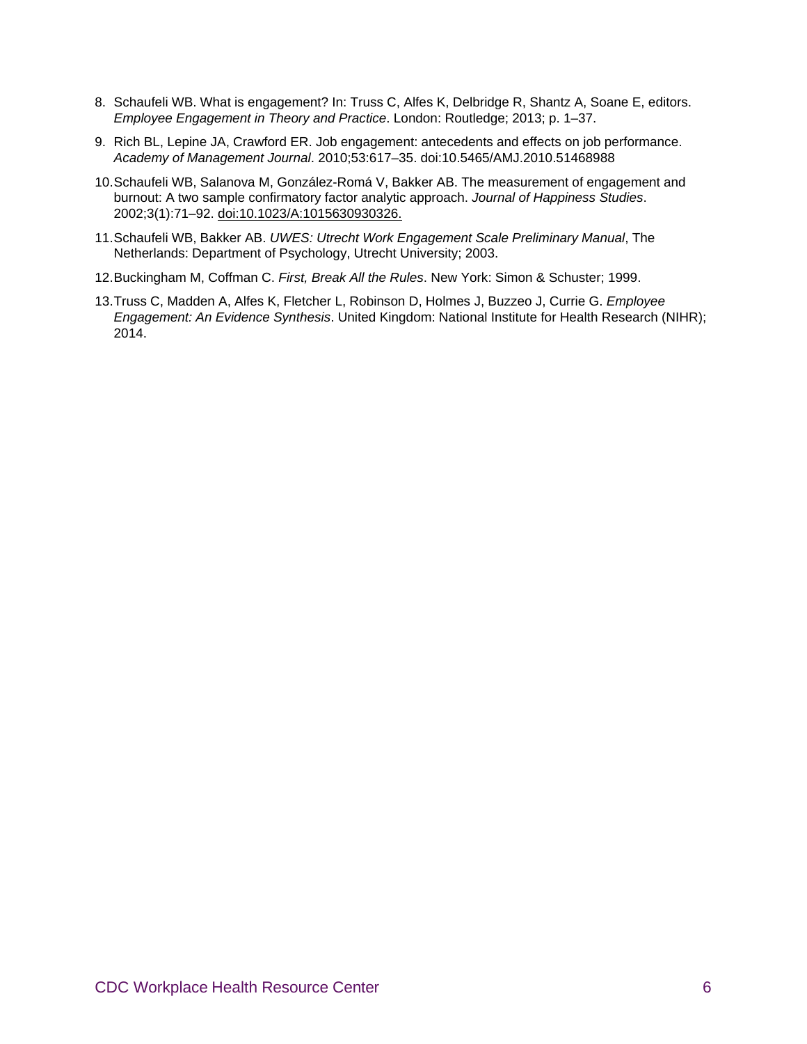8. Schaufeli WB. What is engagement? In: Truss C, Alfes K, Delbridge R, Shantz A, Soane E, editors. *Employee Engagement in Theory and Practice*. London: Routledge; 2013; p. 1–37.
9. Rich BL, Lepine JA, Crawford ER. Job engagement: antecedents and effects on job performance. *Academy of Management Journal*. 2010;53:617–35. doi:10.5465/AMJ.2010.51468988
10. Schaufeli WB, Salanova M, González-Romá V, Bakker AB. The measurement of engagement and burnout: A two sample confirmatory factor analytic approach. *Journal of Happiness Studies*. 2002;3(1):71–92. doi:10.1023/A:1015630930326.
11. Schaufeli WB, Bakker AB. *UWES: Utrecht Work Engagement Scale Preliminary Manual*, The Netherlands: Department of Psychology, Utrecht University; 2003.
12. Buckingham M, Coffman C. *First, Break All the Rules*. New York: Simon & Schuster; 1999.
13. Truss C, Madden A, Alfes K, Fletcher L, Robinson D, Holmes J, Buzzeo J, Currie G. *Employee Engagement: An Evidence Synthesis*. United Kingdom: National Institute for Health Research (NIHR); 2014.